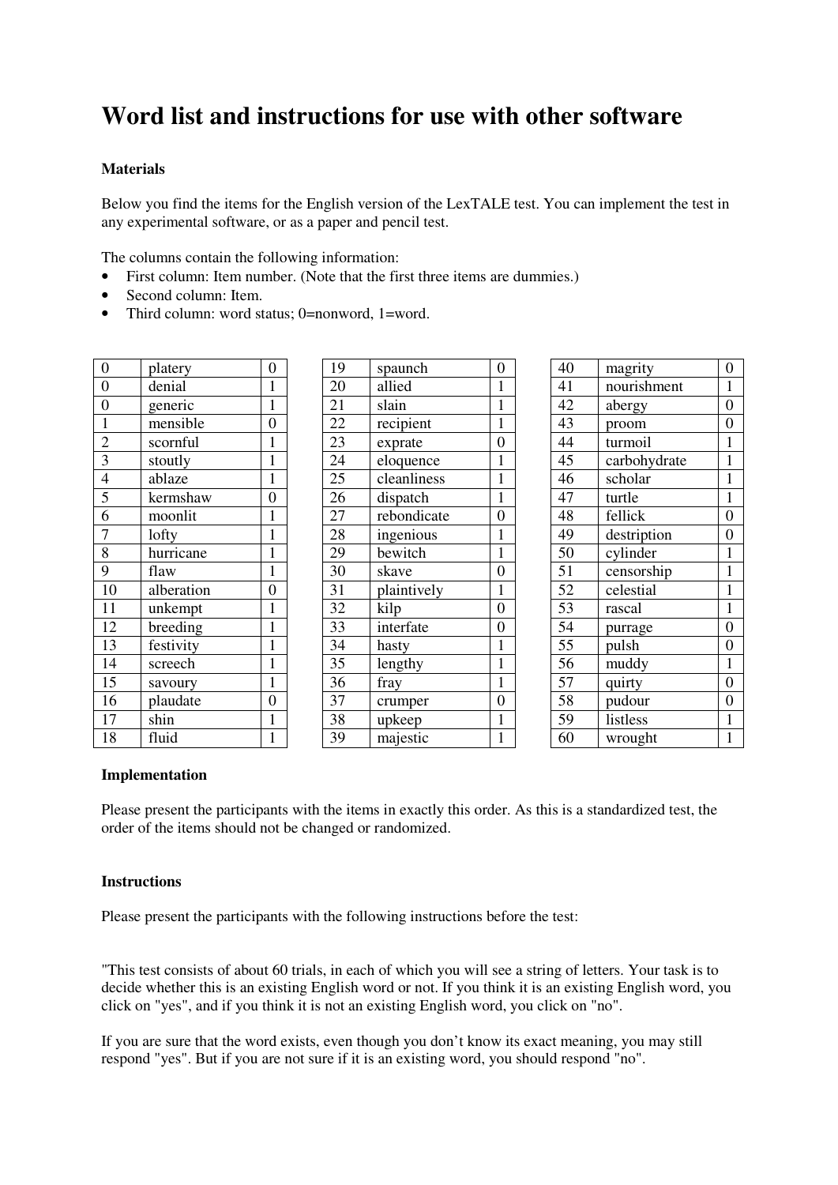# Word list and instructions for use with other software

**Materials**

Below you find the items for the English version of the LexTALE test. You can implement the test in any experimental software, or as a paper and pencil test.

The columns contain the following information:

- First column: Item number. (Note that the first three items are dummies.)
- Second column: Item.
- Third column: word status; 0=nonword, 1=word.

| | | |
|---|---|---|
| 0 | platery | 0 |
| 0 | denial | 1 |
| 0 | generic | 1 |
| 1 | mensible | 0 |
| 2 | scornful | 1 |
| 3 | stoutly | 1 |
| 4 | ablaze | 1 |
| 5 | kermshaw | 0 |
| 6 | moonlit | 1 |
| 7 | lofty | 1 |
| 8 | hurricane | 1 |
| 9 | flaw | 1 |
| 10 | alberation | 0 |
| 11 | unkempt | 1 |
| 12 | breeding | 1 |
| 13 | festivity | 1 |
| 14 | screech | 1 |
| 15 | savoury | 1 |
| 16 | plaudate | 0 |
| 17 | shin | 1 |
| 18 | fluid | 1 |

| | | |
|---|---|---|
| 19 | spaunch | 0 |
| 20 | allied | 1 |
| 21 | slain | 1 |
| 22 | recipient | 1 |
| 23 | exprate | 0 |
| 24 | eloquence | 1 |
| 25 | cleanliness | 1 |
| 26 | dispatch | 1 |
| 27 | rebondicate | 0 |
| 28 | ingenious | 1 |
| 29 | bewitch | 1 |
| 30 | skave | 0 |
| 31 | plaintively | 1 |
| 32 | kilp | 0 |
| 33 | interfate | 0 |
| 34 | hasty | 1 |
| 35 | lengthy | 1 |
| 36 | fray | 1 |
| 37 | crumper | 0 |
| 38 | upkeep | 1 |
| 39 | majestic | 1 |

| | | |
|---|---|---|
| 40 | magrity | 0 |
| 41 | nourishment | 1 |
| 42 | abergy | 0 |
| 43 | proom | 0 |
| 44 | turmoil | 1 |
| 45 | carbohydrate | 1 |
| 46 | scholar | 1 |
| 47 | turtle | 1 |
| 48 | fellick | 0 |
| 49 | destription | 0 |
| 50 | cylinder | 1 |
| 51 | censorship | 1 |
| 52 | celestial | 1 |
| 53 | rascal | 1 |
| 54 | purrage | 0 |
| 55 | pulsh | 0 |
| 56 | muddy | 1 |
| 57 | quirty | 0 |
| 58 | pudour | 0 |
| 59 | listless | 1 |
| 60 | wrought | 1 |

**Implementation**

Please present the participants with the items in exactly this order. As this is a standardized test, the order of the items should not be changed or randomized.

**Instructions**

Please present the participants with the following instructions before the test:

"This test consists of about 60 trials, in each of which you will see a string of letters. Your task is to decide whether this is an existing English word or not. If you think it is an existing English word, you click on "yes", and if you think it is not an existing English word, you click on "no".

If you are sure that the word exists, even though you don't know its exact meaning, you may still respond "yes". But if you are not sure if it is an existing word, you should respond "no".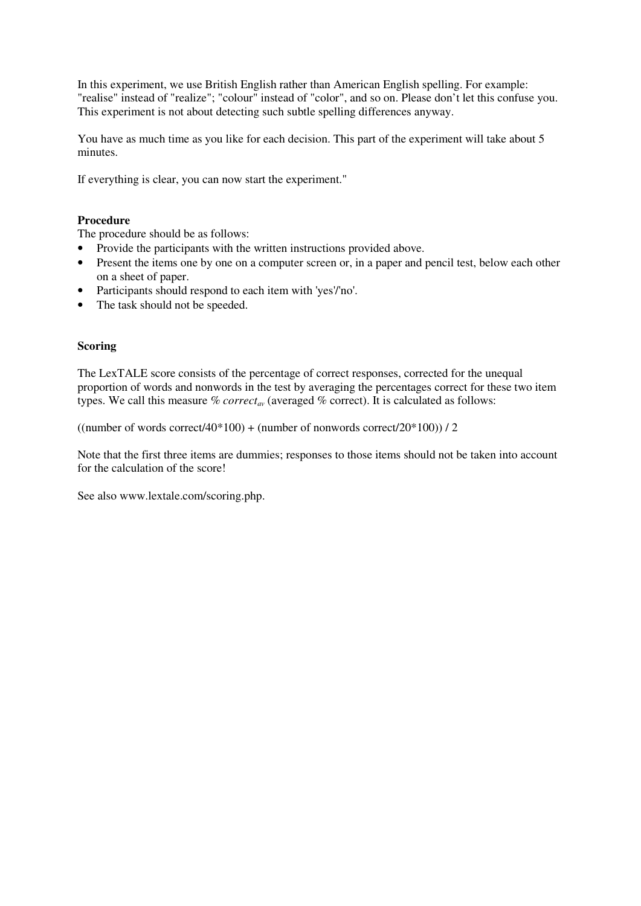In this experiment, we use British English rather than American English spelling. For example: "realise" instead of "realize"; "colour" instead of "color", and so on. Please don't let this confuse you. This experiment is not about detecting such subtle spelling differences anyway.

You have as much time as you like for each decision. This part of the experiment will take about 5 minutes.

If everything is clear, you can now start the experiment."

**Procedure**

The procedure should be as follows:

- Provide the participants with the written instructions provided above.
- Present the items one by one on a computer screen or, in a paper and pencil test, below each other on a sheet of paper.
- Participants should respond to each item with 'yes'/'no'.
- The task should not be speeded.

**Scoring**

The LexTALE score consists of the percentage of correct responses, corrected for the unequal proportion of words and nonwords in the test by averaging the percentages correct for these two item types. We call this measure *% correct*$_{av}$ (averaged % correct). It is calculated as follows:

((number of words correct/40*100) + (number of nonwords correct/20*100)) / 2

Note that the first three items are dummies; responses to those items should not be taken into account for the calculation of the score!

See also www.lextale.com/scoring.php.